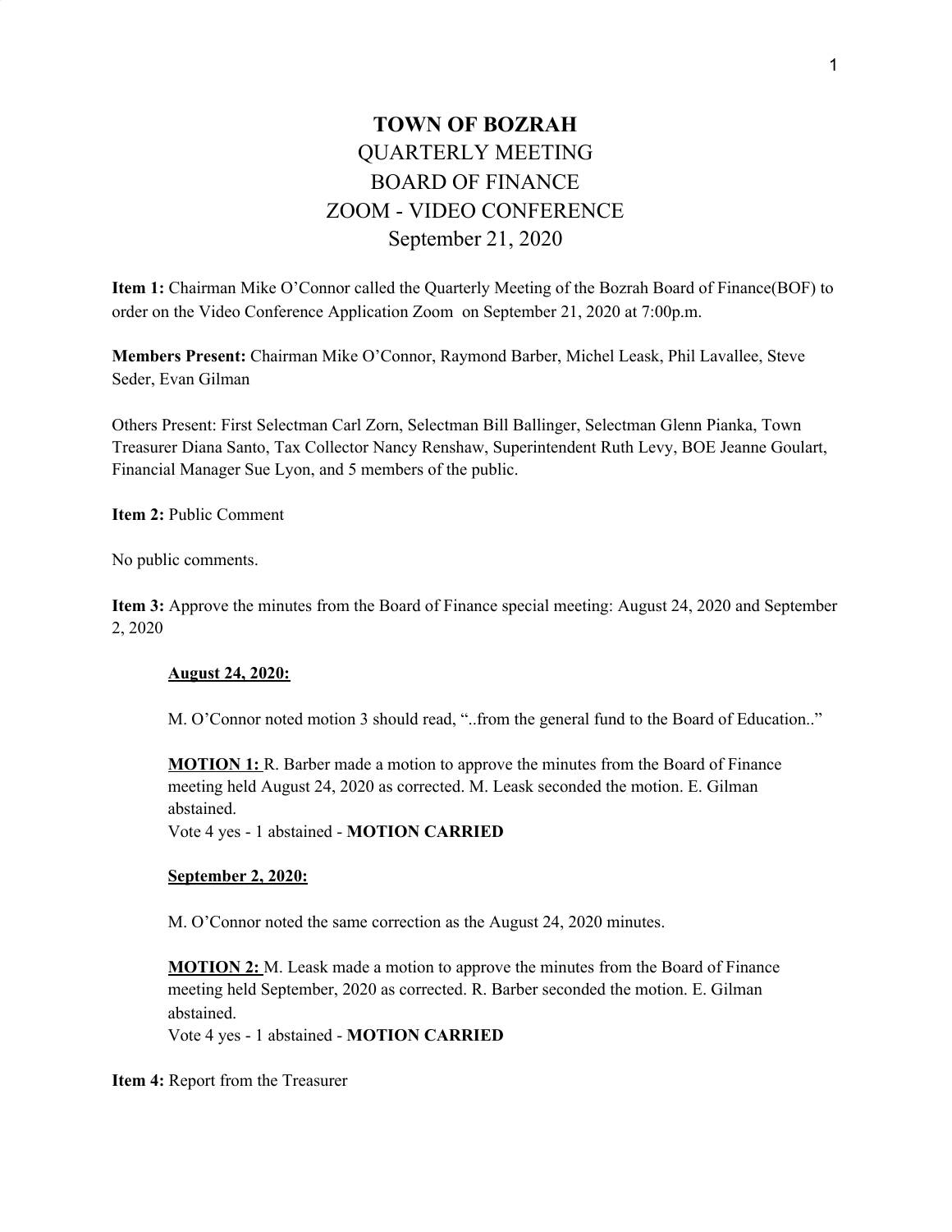# TOWN OF BOZRAH

## QUARTERLY MEETING
## BOARD OF FINANCE
## ZOOM - VIDEO CONFERENCE
## September 21, 2020

**Item 1:** Chairman Mike O'Connor called the Quarterly Meeting of the Bozrah Board of Finance(BOF) to order on the Video Conference Application Zoom on September 21, 2020 at 7:00p.m.

**Members Present:** Chairman Mike O'Connor, Raymond Barber, Michel Leask, Phil Lavallee, Steve Seder, Evan Gilman

Others Present: First Selectman Carl Zorn, Selectman Bill Ballinger, Selectman Glenn Pianka, Town Treasurer Diana Santo, Tax Collector Nancy Renshaw, Superintendent Ruth Levy, BOE Jeanne Goulart, Financial Manager Sue Lyon, and 5 members of the public.

**Item 2:** Public Comment

No public comments.

**Item 3:** Approve the minutes from the Board of Finance special meeting: August 24, 2020 and September 2, 2020

> **August 24, 2020:**
>
> M. O'Connor noted motion 3 should read, "..from the general fund to the Board of Education.."
>
> **MOTION 1:** R. Barber made a motion to approve the minutes from the Board of Finance meeting held August 24, 2020 as corrected. M. Leask seconded the motion. E. Gilman abstained.
> Vote 4 yes - 1 abstained - **MOTION CARRIED**
>
> **September 2, 2020:**
>
> M. O'Connor noted the same correction as the August 24, 2020 minutes.
>
> **MOTION 2:** M. Leask made a motion to approve the minutes from the Board of Finance meeting held September, 2020 as corrected. R. Barber seconded the motion. E. Gilman abstained.
> Vote 4 yes - 1 abstained - **MOTION CARRIED**

**Item 4:** Report from the Treasurer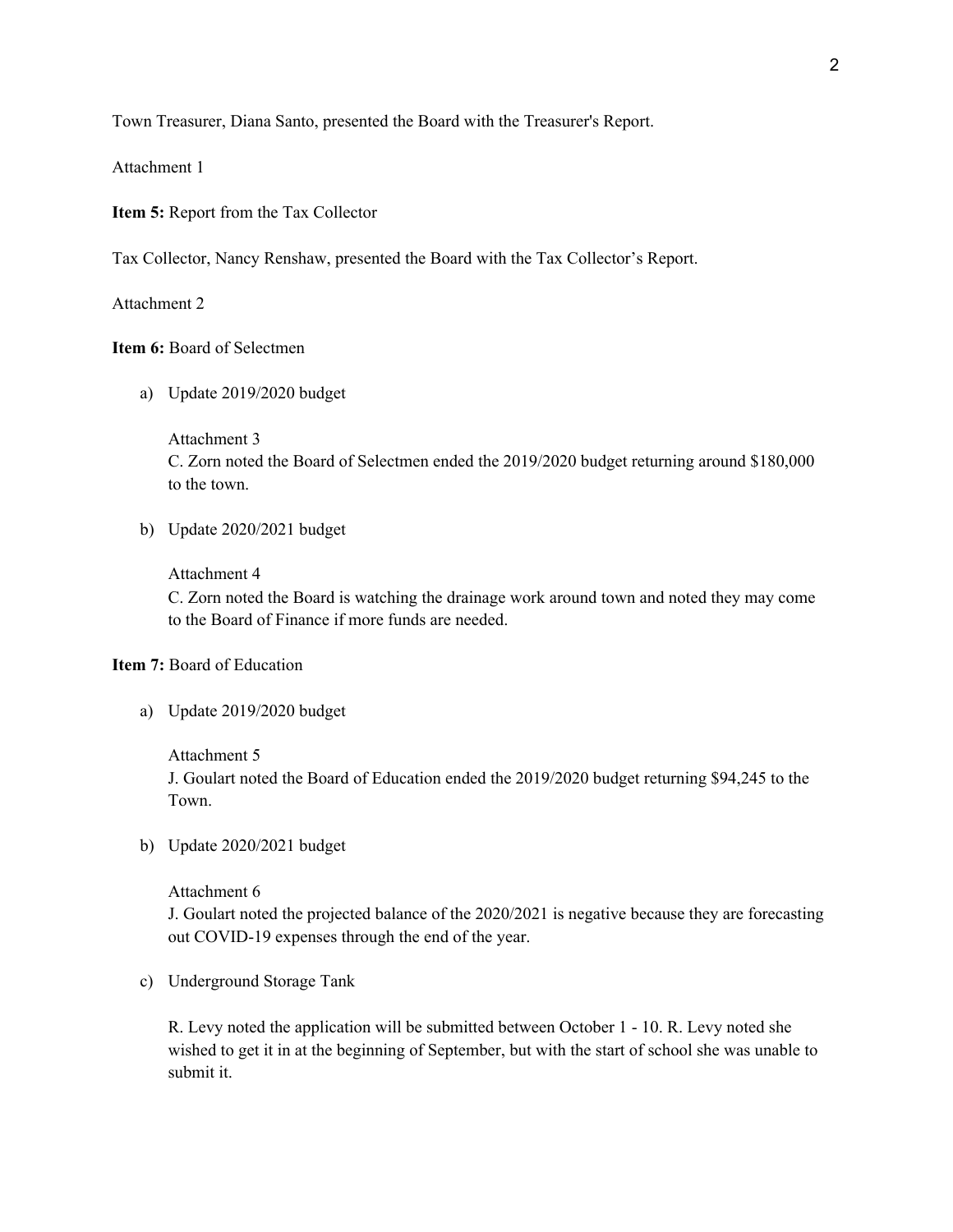Town Treasurer, Diana Santo, presented the Board with the Treasurer's Report.

Attachment 1

**Item 5:** Report from the Tax Collector

Tax Collector, Nancy Renshaw, presented the Board with the Tax Collector's Report.

Attachment 2

**Item 6:** Board of Selectmen

a) Update 2019/2020 budget

   Attachment 3
   C. Zorn noted the Board of Selectmen ended the 2019/2020 budget returning around $180,000 to the town.

b) Update 2020/2021 budget

   Attachment 4
   C. Zorn noted the Board is watching the drainage work around town and noted they may come to the Board of Finance if more funds are needed.

**Item 7:** Board of Education

a) Update 2019/2020 budget

   Attachment 5
   J. Goulart noted the Board of Education ended the 2019/2020 budget returning $94,245 to the Town.

b) Update 2020/2021 budget

   Attachment 6
   J. Goulart noted the projected balance of the 2020/2021 is negative because they are forecasting out COVID-19 expenses through the end of the year.

c) Underground Storage Tank

   R. Levy noted the application will be submitted between October 1 - 10. R. Levy noted she wished to get it in at the beginning of September, but with the start of school she was unable to submit it.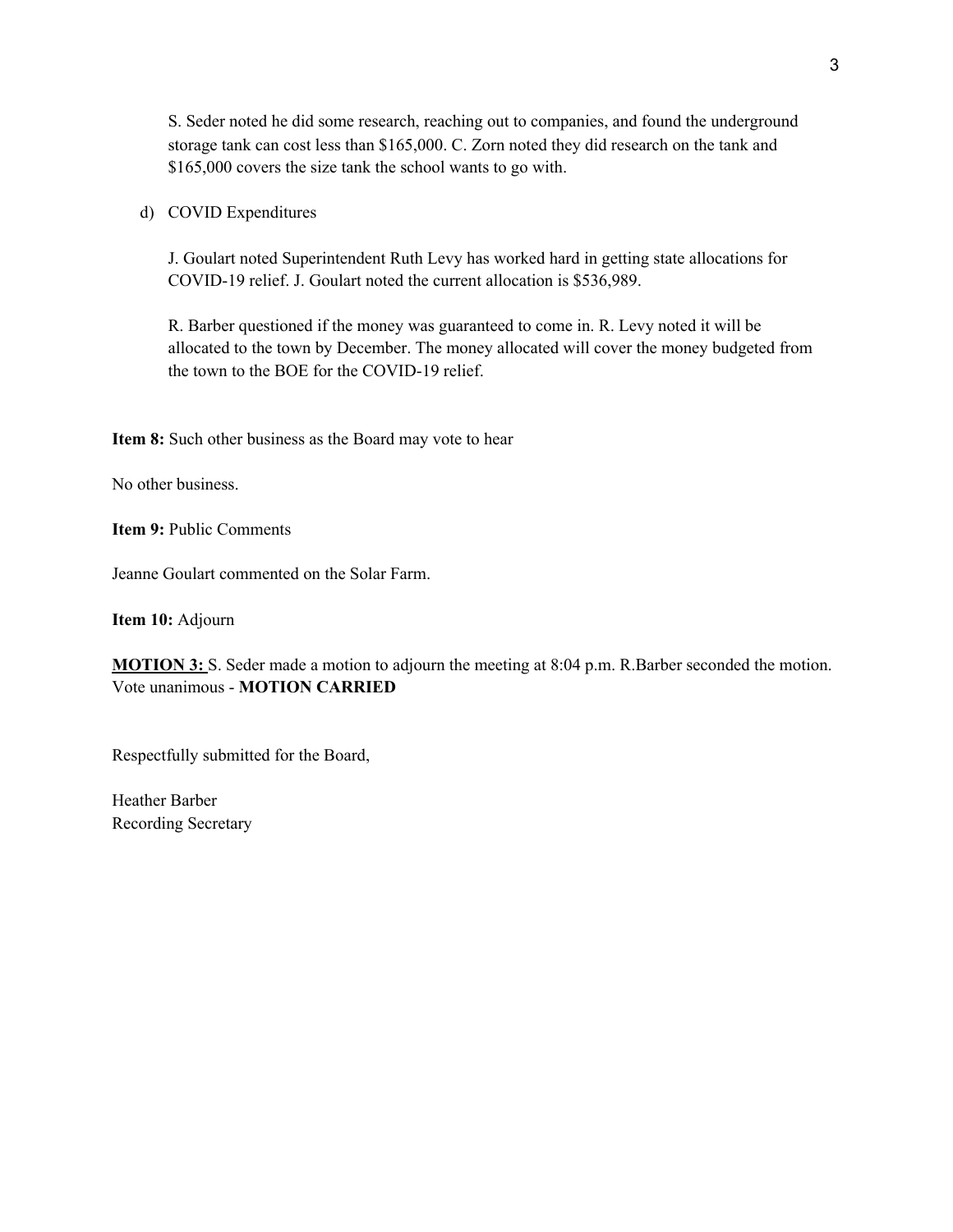S. Seder noted he did some research, reaching out to companies, and found the underground storage tank can cost less than $165,000. C. Zorn noted they did research on the tank and $165,000 covers the size tank the school wants to go with.

d) COVID Expenditures

J. Goulart noted Superintendent Ruth Levy has worked hard in getting state allocations for COVID-19 relief. J. Goulart noted the current allocation is $536,989.

R. Barber questioned if the money was guaranteed to come in. R. Levy noted it will be allocated to the town by December. The money allocated will cover the money budgeted from the town to the BOE for the COVID-19 relief.

**Item 8:** Such other business as the Board may vote to hear

No other business.

**Item 9:** Public Comments

Jeanne Goulart commented on the Solar Farm.

**Item 10:** Adjourn

**MOTION 3:** S. Seder made a motion to adjourn the meeting at 8:04 p.m. R.Barber seconded the motion. Vote unanimous - **MOTION CARRIED**

Respectfully submitted for the Board,

Heather Barber
Recording Secretary